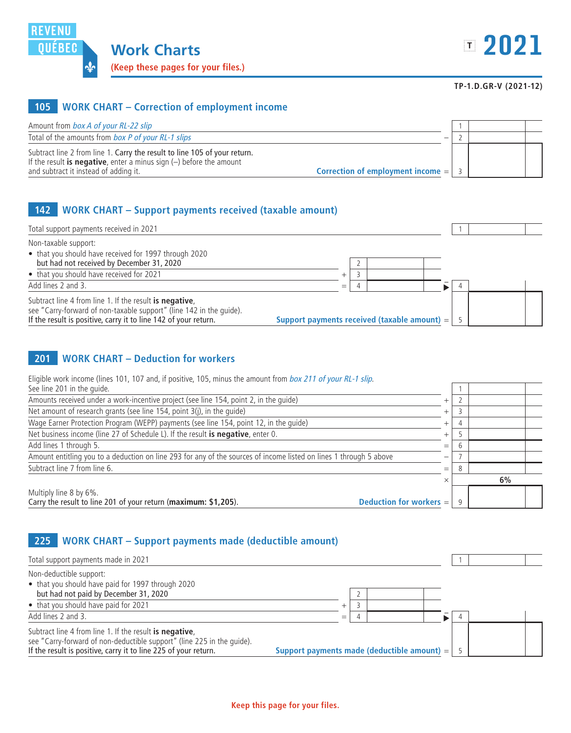REVENU QUÉBEC

# Work Charts

**(Keep these pages for your files.)**

T **2021**

**TP-1.D.GR-V (2021-12)**

## 105 WORK CHART – Correction of employment income

| | | | |
|---|---|---|---|
| Amount from *box A of your RL-22 slip* | | 1 | |
| Total of the amounts from *box P of your RL-1 slips* | – | 2 | |
| Subtract line 2 from line 1. Carry the result to line 105 of your return. If the result **is negative**, enter a minus sign (–) before the amount and subtract it instead of adding it. **Correction of employment income** | = | 3 | |

## 142 WORK CHART – Support payments received (taxable amount)

| | | | | | |
|---|---|---|---|---|---|
| Total support payments received in 2021 | | | | 1 | |
| Non-taxable support: | | | | | |
| • that you should have received for 1997 through 2020 but had not received by December 31, 2020 | | 2 | | | |
| • that you should have received for 2021 | + | 3 | | | |
| Add lines 2 and 3. | = | 4 | | ▶ 4 | |
| Subtract line 4 from line 1. If the result **is negative**, see "Carry-forward of non-taxable support" (line 142 in the guide). If the result is positive, carry it to line 142 of your return. **Support payments received (taxable amount)** | | | | = 5 | |

## 201 WORK CHART – Deduction for workers

| | | | |
|---|---|---|---|
| Eligible work income (lines 101, 107 and, if positive, 105, minus the amount from *box 211 of your RL-1 slip*. See line 201 in the guide. | | 1 | |
| Amounts received under a work-incentive project (see line 154, point 2, in the guide) | + | 2 | |
| Net amount of research grants (see line 154, point 3(j), in the guide) | + | 3 | |
| Wage Earner Protection Program (WEPP) payments (see line 154, point 12, in the guide) | + | 4 | |
| Net business income (line 27 of Schedule L). If the result **is negative**, enter 0. | + | 5 | |
| Add lines 1 through 5. | = | 6 | |
| Amount entitling you to a deduction on line 293 for any of the sources of income listed on lines 1 through 5 above | – | 7 | |
| Subtract line 7 from line 6. | = | 8 | |
| | × | | 6% |
| Multiply line 8 by 6%. Carry the result to line 201 of your return (**maximum: $1,205**). **Deduction for workers** | = | 9 | |

## 225 WORK CHART – Support payments made (deductible amount)

| | | | | | |
|---|---|---|---|---|---|
| Total support payments made in 2021 | | | | 1 | |
| Non-deductible support: | | | | | |
| • that you should have paid for 1997 through 2020 but had not paid by December 31, 2020 | | 2 | | | |
| • that you should have paid for 2021 | + | 3 | | | |
| Add lines 2 and 3. | = | 4 | | ▶ 4 | |
| Subtract line 4 from line 1. If the result **is negative**, see "Carry-forward of non-deductible support" (line 225 in the guide). If the result is positive, carry it to line 225 of your return. **Support payments made (deductible amount)** | | | | = 5 | |

**Keep this page for your files.**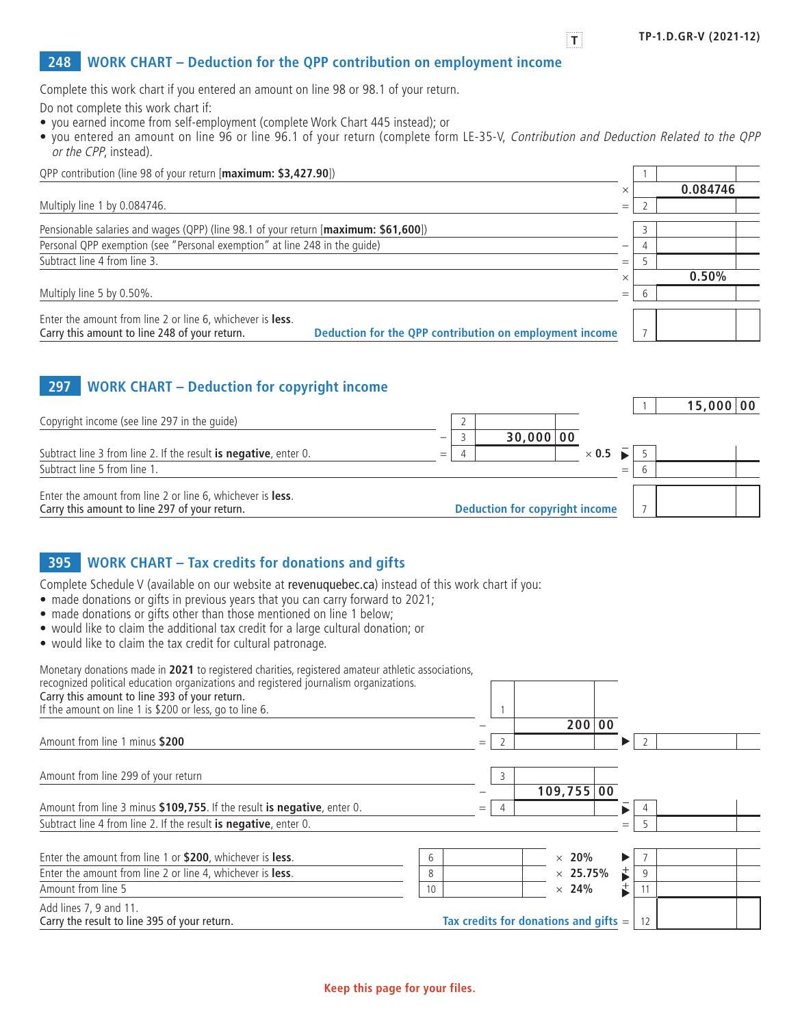## 248 WORK CHART – Deduction for the QPP contribution on employment income

Complete this work chart if you entered an amount on line 98 or 98.1 of your return.

Do not complete this work chart if:

- you earned income from self-employment (complete Work Chart 445 instead); or
- you entered an amount on line 96 or line 96.1 of your return (complete form LE-35-V, *Contribution and Deduction Related to the QPP or the CPP*, instead).

| Description | | Line | Amount |
|---|---|---|---|
| QPP contribution (line 98 of your return [**maximum: $3,427.90**]) | | 1 | |
| | × | | **0.084746** |
| Multiply line 1 by 0.084746. | = | 2 | |
| Pensionable salaries and wages (QPP) (line 98.1 of your return [**maximum: $61,600**]) | | 3 | |
| Personal QPP exemption (see "Personal exemption" at line 248 in the guide) | − | 4 | |
| Subtract line 4 from line 3. | = | 5 | |
| | × | | **0.50%** |
| Multiply line 5 by 0.50%. | = | 6 | |
| Enter the amount from line 2 or line 6, whichever is **less**. Carry this amount to line 248 of your return. **Deduction for the QPP contribution on employment income** | | 7 | |

## 297 WORK CHART – Deduction for copyright income

| Description | | Line | Amount | | | Line | Amount |
|---|---|---|---|---|---|---|---|
| | | | | | | 1 | **15,000 00** |
| Copyright income (see line 297 in the guide) | | 2 | | | | | |
| | − | 3 | **30,000 00** | | | | |
| Subtract line 3 from line 2. If the result **is negative**, enter 0. | = | 4 | | × **0.5** | ► | 5 | |
| Subtract line 5 from line 1. | | | | | = | 6 | |
| Enter the amount from line 2 or line 6, whichever is **less**. Carry this amount to line 297 of your return. **Deduction for copyright income** | | | | | | 7 | |

## 395 WORK CHART – Tax credits for donations and gifts

Complete Schedule V (available on our website at revenuquebec.ca) instead of this work chart if you:

- made donations or gifts in previous years that you can carry forward to 2021;
- made donations or gifts other than those mentioned on line 1 below;
- would like to claim the additional tax credit for a large cultural donation; or
- would like to claim the tax credit for cultural patronage.

| Description | | Line | Amount | | Line | Amount |
|---|---|---|---|---|---|---|
| Monetary donations made in **2021** to registered charities, registered amateur athletic associations, recognized political education organizations and registered journalism organizations. Carry this amount to line 393 of your return. If the amount on line 1 is $200 or less, go to line 6. | | 1 | | | | |
| | − | | **200 00** | | | |
| Amount from line 1 minus **$200** | = | 2 | | ► | 2 | |
| Amount from line 299 of your return | | 3 | | | | |
| | − | | **109,755 00** | | | |
| Amount from line 3 minus **$109,755**. If the result **is negative**, enter 0. | = | 4 | | ► | 4 | |
| Subtract line 4 from line 2. If the result **is negative**, enter 0. | | | | = | 5 | |

| Description | Line | Amount | Rate | | Line | Amount |
|---|---|---|---|---|---|---|
| Enter the amount from line 1 or **$200**, whichever is **less**. | 6 | | × **20%** | ► | 7 | |
| Enter the amount from line 2 or line 4, whichever is **less**. | 8 | | × **25.75%** | + ► | 9 | |
| Amount from line 5 | 10 | | × **24%** | + ► | 11 | |
| Add lines 7, 9 and 11. Carry the result to line 395 of your return. **Tax credits for donations and gifts** | | | | = | 12 | |

**Keep this page for your files.**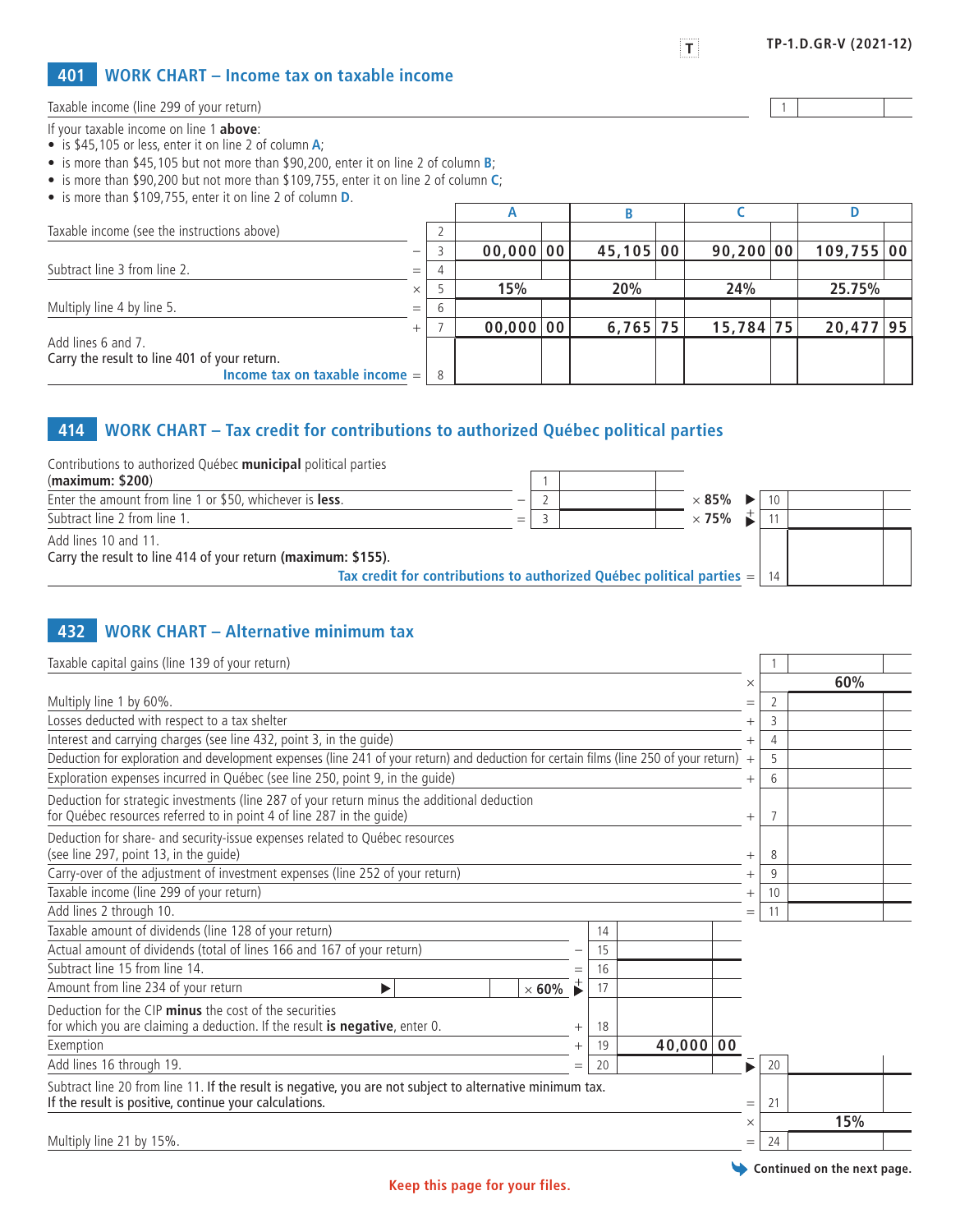## 401 WORK CHART – Income tax on taxable income

| | | |
|---|---|---|
| Taxable income (line 299 of your return) | 1 | |

If your taxable income on line 1 **above**:
- is $45,105 or less, enter it on line 2 of column **A**;
- is more than $45,105 but not more than $90,200, enter it on line 2 of column **B**;
- is more than $90,200 but not more than $109,755, enter it on line 2 of column **C**;
- is more than $109,755, enter it on line 2 of column **D**.

| | | | A | B | C | D |
|---|---|---|---|---|---|---|
| Taxable income (see the instructions above) | | 2 | | | | |
| | − | 3 | 00,000 00 | 45,105 00 | 90,200 00 | 109,755 00 |
| Subtract line 3 from line 2. | = | 4 | | | | |
| | × | 5 | 15% | 20% | 24% | 25.75% |
| Multiply line 4 by line 5. | = | 6 | | | | |
| | + | 7 | 00,000 00 | 6,765 75 | 15,784 75 | 20,477 95 |
| Add lines 6 and 7. Carry the result to line 401 of your return. **Income tax on taxable income** | = | 8 | | | | |

## 414 WORK CHART – Tax credit for contributions to authorized Québec political parties

| | | | | | | |
|---|---|---|---|---|---|---|
| Contributions to authorized Québec **municipal** political parties (**maximum: $200**) | | 1 | | | | |
| Enter the amount from line 1 or $50, whichever is **less**. | − | 2 | | × 85% | 10 | |
| Subtract line 2 from line 1. | = | 3 | | × 75% | + 11 | |
| Add lines 10 and 11. Carry the result to line 414 of your return **(maximum: $155)**. **Tax credit for contributions to authorized Québec political parties** | | | | | = 14 | |

## 432 WORK CHART – Alternative minimum tax

| | | | | | |
|---|---|---|---|---|---|
| Taxable capital gains (line 139 of your return) | | | | 1 | |
| | | | × | | 60% |
| Multiply line 1 by 60%. | | | = | 2 | |
| Losses deducted with respect to a tax shelter | | | + | 3 | |
| Interest and carrying charges (see line 432, point 3, in the guide) | | | + | 4 | |
| Deduction for exploration and development expenses (line 241 of your return) and deduction for certain films (line 250 of your return) | | | + | 5 | |
| Exploration expenses incurred in Québec (see line 250, point 9, in the guide) | | | + | 6 | |
| Deduction for strategic investments (line 287 of your return minus the additional deduction for Québec resources referred to in point 4 of line 287 in the guide) | | | + | 7 | |
| Deduction for share- and security-issue expenses related to Québec resources (see line 297, point 13, in the guide) | | | + | 8 | |
| Carry-over of the adjustment of investment expenses (line 252 of your return) | | | + | 9 | |
| Taxable income (line 299 of your return) | | | + | 10 | |
| Add lines 2 through 10. | | | = | 11 | |
| Taxable amount of dividends (line 128 of your return) | | 14 | | | |
| Actual amount of dividends (total of lines 166 and 167 of your return) | − | 15 | | | |
| Subtract line 15 from line 14. | = | 16 | | | |
| Amount from line 234 of your return ▶ × 60% | + | 17 | | | |
| Deduction for the CIP **minus** the cost of the securities for which you are claiming a deduction. If the result **is negative**, enter 0. | + | 18 | | | |
| Exemption | + | 19 | 40,000 00 | | |
| Add lines 16 through 19. | = | 20 | ▶ | 20 | |
| Subtract line 20 from line 11. If the result is negative, you are not subject to alternative minimum tax. If the result is positive, continue your calculations. | | | = | 21 | |
| | | | × | | 15% |
| Multiply line 21 by 15%. | | | = | 24 | |

Continued on the next page.

Keep this page for your files.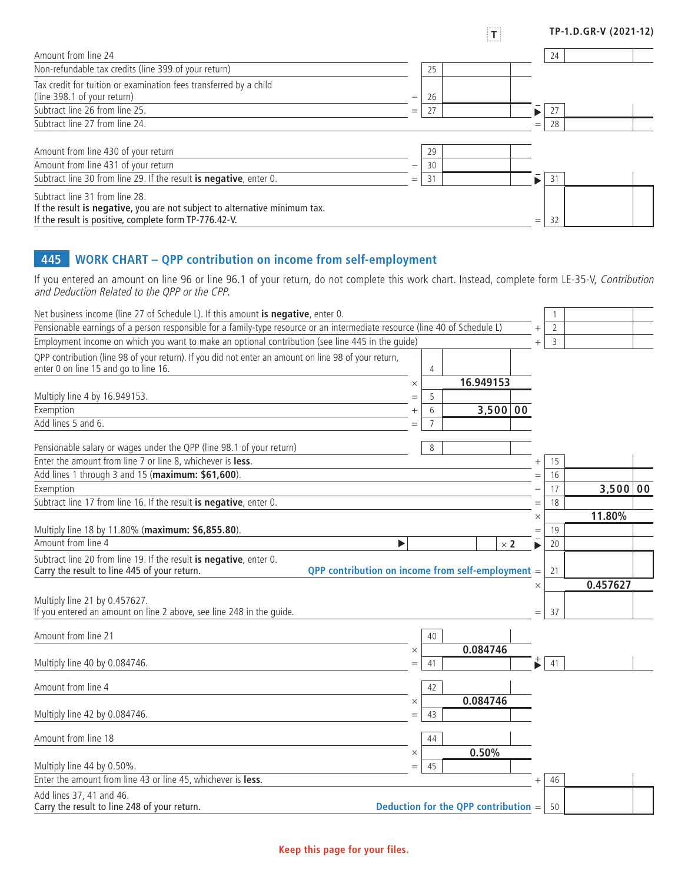| | | | |
|---|---|---|---|
| Amount from line 24 | | | 24 |
| Non-refundable tax credits (line 399 of your return) | | 25 | |
| Tax credit for tuition or examination fees transferred by a child (line 398.1 of your return) | − | 26 | |
| Subtract line 26 from line 25. | = | 27 | − 27 |
| Subtract line 27 from line 24. | | | = 28 |

| | | | |
|---|---|---|---|
| Amount from line 430 of your return | | 29 | |
| Amount from line 431 of your return | − | 30 | |
| Subtract line 30 from line 29. If the result **is negative**, enter 0. | = | 31 | − 31 |
| Subtract line 31 from line 28.<br>If the result **is negative**, you are not subject to alternative minimum tax.<br>If the result is positive, complete form TP-776.42-V. | | | = 32 |

## 445 WORK CHART – QPP contribution on income from self-employment

If you entered an amount on line 96 or line 96.1 of your return, do not complete this work chart. Instead, complete form LE-35-V, *Contribution and Deduction Related to the QPP or the CPP.*

| | | | | |
|---|---|---|---|---|
| Net business income (line 27 of Schedule L). If this amount **is negative**, enter 0. | | | | 1 |
| Pensionable earnings of a person responsible for a family-type resource or an intermediate resource (line 40 of Schedule L) | | | + | 2 |
| Employment income on which you want to make an optional contribution (see line 445 in the guide) | | | + | 3 |
| QPP contribution (line 98 of your return). If you did not enter an amount on line 98 of your return, enter 0 on line 15 and go to line 16. | | 4 | | |
| | × | 16.949153 | | |
| Multiply line 4 by 16.949153. | = | 5 | | |
| Exemption | + | 6 &nbsp; 3,500 00 | | |
| Add lines 5 and 6. | = | 7 | | |
| Pensionable salary or wages under the QPP (line 98.1 of your return) | | 8 | | |
| Enter the amount from line 7 or line 8, whichever is **less**. | | | + | 15 |
| Add lines 1 through 3 and 15 (**maximum: $61,600**). | | | = | 16 |
| Exemption | | | − | 17 &nbsp; 3,500 00 |
| Subtract line 17 from line 16. If the result **is negative**, enter 0. | | | = | 18 |
| | | | × | 11.80% |
| Multiply line 18 by 11.80% (**maximum: $6,855.80**). | | | = | 19 |
| Amount from line 4 | ▶ | × 2 | − | 20 |
| Subtract line 20 from line 19. If the result **is negative**, enter 0.<br>Carry the result to line 445 of your return. | | **QPP contribution on income from self-employment** | = | 21 |
| | | | × | 0.457627 |
| Multiply line 21 by 0.457627.<br>If you entered an amount on line 2 above, see line 248 in the guide. | | | = | 37 |
| Amount from line 21 | | 40 | | |
| | × | 0.084746 | | |
| Multiply line 40 by 0.084746. | = | 41 | + | 41 |
| Amount from line 4 | | 42 | | |
| | × | 0.084746 | | |
| Multiply line 42 by 0.084746. | = | 43 | | |
| Amount from line 18 | | 44 | | |
| | × | 0.50% | | |
| Multiply line 44 by 0.50%. | = | 45 | | |
| Enter the amount from line 43 or line 45, whichever is **less**. | | | + | 46 |
| Add lines 37, 41 and 46.<br>Carry the result to line 248 of your return. | | **Deduction for the QPP contribution** | = | 50 |

**Keep this page for your files.**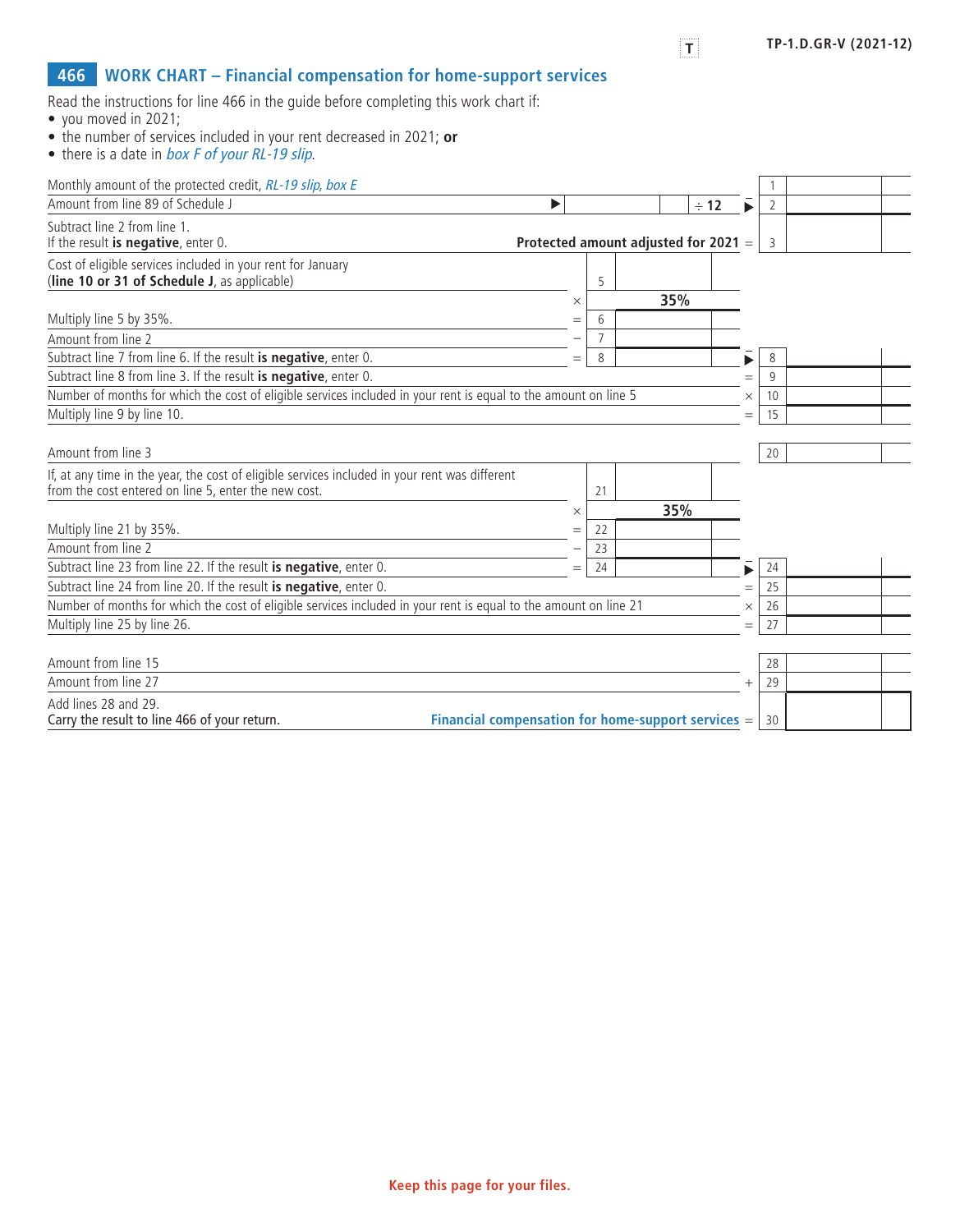## 466 WORK CHART – Financial compensation for home-support services

Read the instructions for line 466 in the guide before completing this work chart if:
- you moved in 2021;
- the number of services included in your rent decreased in 2021; **or**
- there is a date in *box F of your RL-19 slip*.

| | | | | | | |
|---|---|---|---|---|---|---|
| Monthly amount of the protected credit, *RL-19 slip, box E* | | | | | 1 | |
| Amount from line 89 of Schedule J ▶ | | | ÷ 12 | ▶ | 2 | |
| Subtract line 2 from line 1. If the result **is negative**, enter 0. **Protected amount adjusted for 2021** | | | | = | 3 | |
| Cost of eligible services included in your rent for January (**line 10 or 31 of Schedule J**, as applicable) | | 5 | | | | |
| | × | | **35%** | | | |
| Multiply line 5 by 35%. | = | 6 | | | | |
| Amount from line 2 | − | 7 | | | | |
| Subtract line 7 from line 6. If the result **is negative**, enter 0. | = | 8 | | − ▶ | 8 | |
| Subtract line 8 from line 3. If the result **is negative**, enter 0. | | | | = | 9 | |
| Number of months for which the cost of eligible services included in your rent is equal to the amount on line 5 | | | | × | 10 | |
| Multiply line 9 by line 10. | | | | = | 15 | |
| Amount from line 3 | | | | | 20 | |
| If, at any time in the year, the cost of eligible services included in your rent was different from the cost entered on line 5, enter the new cost. | | 21 | | | | |
| | × | | **35%** | | | |
| Multiply line 21 by 35%. | = | 22 | | | | |
| Amount from line 2 | − | 23 | | | | |
| Subtract line 23 from line 22. If the result **is negative**, enter 0. | = | 24 | | − ▶ | 24 | |
| Subtract line 24 from line 20. If the result **is negative**, enter 0. | | | | = | 25 | |
| Number of months for which the cost of eligible services included in your rent is equal to the amount on line 21 | | | | × | 26 | |
| Multiply line 25 by line 26. | | | | = | 27 | |
| Amount from line 15 | | | | | 28 | |
| Amount from line 27 | | | | + | 29 | |
| Add lines 28 and 29. Carry the result to line 466 of your return. **Financial compensation for home-support services** | | | | = | 30 | |

**Keep this page for your files.**